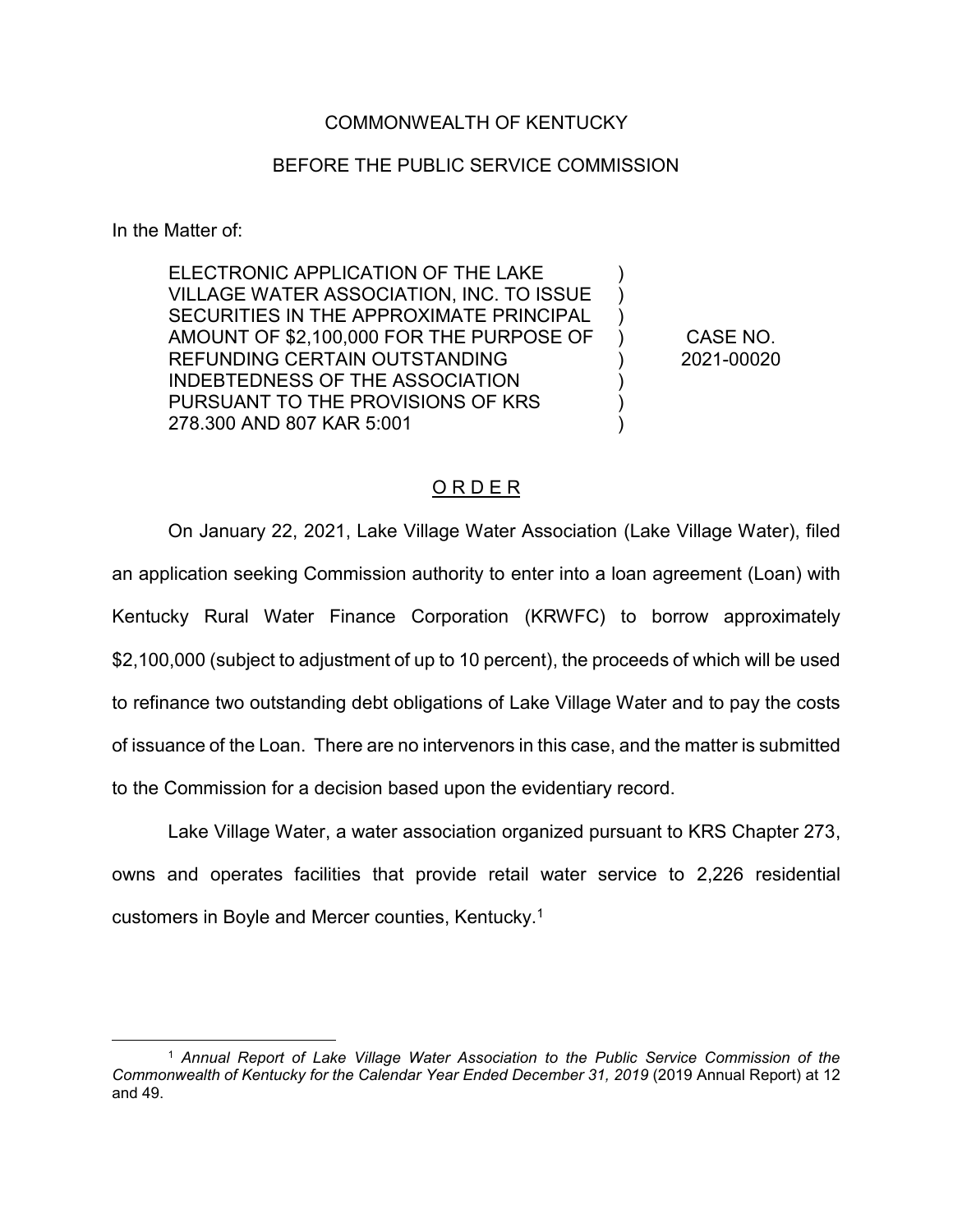COMMONWEALTH OF KENTUCKY

BEFORE THE PUBLIC SERVICE COMMISSION

In the Matter of:

| | | |
|---|---|---|
| ELECTRONIC APPLICATION OF THE LAKE VILLAGE WATER ASSOCIATION, INC. TO ISSUE SECURITIES IN THE APPROXIMATE PRINCIPAL AMOUNT OF $2,100,000 FOR THE PURPOSE OF REFUNDING CERTAIN OUTSTANDING INDEBTEDNESS OF THE ASSOCIATION PURSUANT TO THE PROVISIONS OF KRS 278.300 AND 807 KAR 5:001 | ) ) ) ) ) ) ) ) | CASE NO. 2021-00020 |

## O R D E R

On January 22, 2021, Lake Village Water Association (Lake Village Water), filed an application seeking Commission authority to enter into a loan agreement (Loan) with Kentucky Rural Water Finance Corporation (KRWFC) to borrow approximately $2,100,000 (subject to adjustment of up to 10 percent), the proceeds of which will be used to refinance two outstanding debt obligations of Lake Village Water and to pay the costs of issuance of the Loan. There are no intervenors in this case, and the matter is submitted to the Commission for a decision based upon the evidentiary record.

Lake Village Water, a water association organized pursuant to KRS Chapter 273, owns and operates facilities that provide retail water service to 2,226 residential customers in Boyle and Mercer counties, Kentucky.[1]

---

[1] *Annual Report of Lake Village Water Association to the Public Service Commission of the Commonwealth of Kentucky for the Calendar Year Ended December 31, 2019* (2019 Annual Report) at 12 and 49.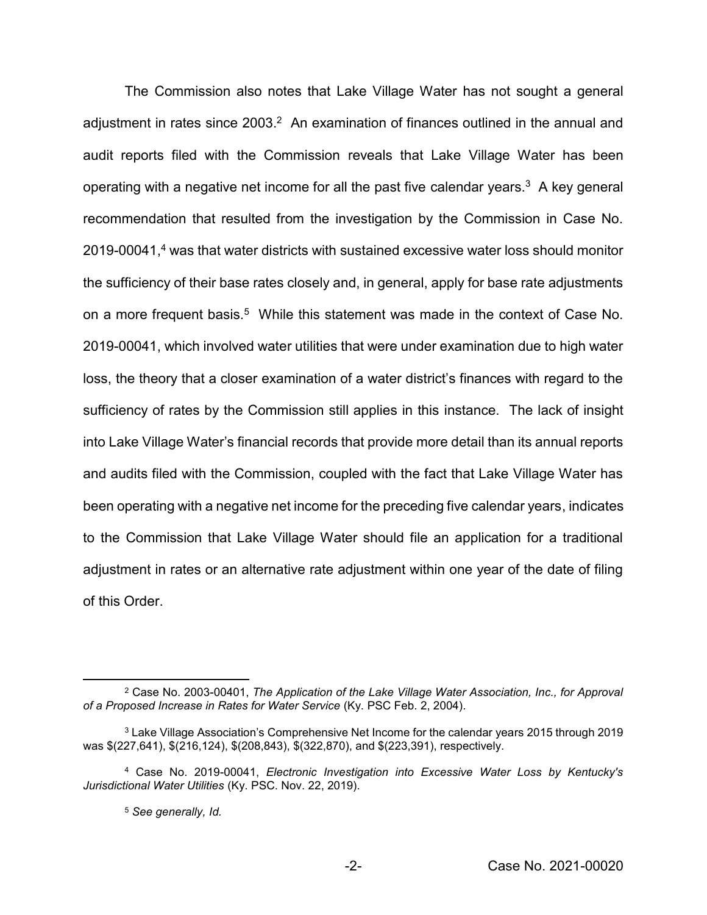The Commission also notes that Lake Village Water has not sought a general adjustment in rates since 2003.[2] An examination of finances outlined in the annual and audit reports filed with the Commission reveals that Lake Village Water has been operating with a negative net income for all the past five calendar years.[3] A key general recommendation that resulted from the investigation by the Commission in Case No. 2019-00041,[4] was that water districts with sustained excessive water loss should monitor the sufficiency of their base rates closely and, in general, apply for base rate adjustments on a more frequent basis.[5] While this statement was made in the context of Case No. 2019-00041, which involved water utilities that were under examination due to high water loss, the theory that a closer examination of a water district's finances with regard to the sufficiency of rates by the Commission still applies in this instance. The lack of insight into Lake Village Water's financial records that provide more detail than its annual reports and audits filed with the Commission, coupled with the fact that Lake Village Water has been operating with a negative net income for the preceding five calendar years, indicates to the Commission that Lake Village Water should file an application for a traditional adjustment in rates or an alternative rate adjustment within one year of the date of filing of this Order.

---

[2] Case No. 2003-00401, *The Application of the Lake Village Water Association, Inc., for Approval of a Proposed Increase in Rates for Water Service* (Ky. PSC Feb. 2, 2004).

[3] Lake Village Association's Comprehensive Net Income for the calendar years 2015 through 2019 was $(227,641), $(216,124), $(208,843), $(322,870), and $(223,391), respectively.

[4] Case No. 2019-00041, *Electronic Investigation into Excessive Water Loss by Kentucky's Jurisdictional Water Utilities* (Ky. PSC. Nov. 22, 2019).

[5] *See generally, Id.*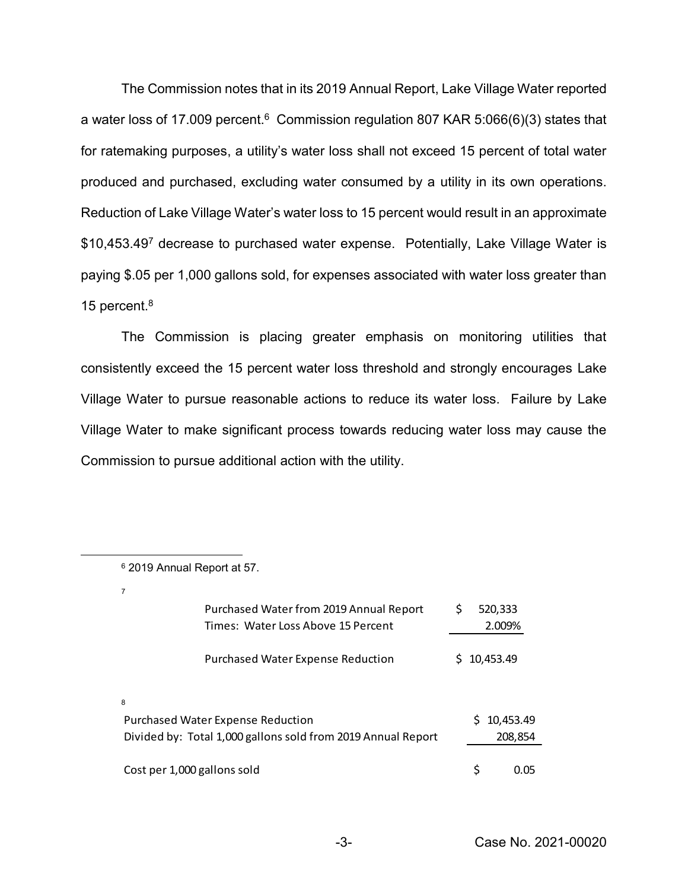The Commission notes that in its 2019 Annual Report, Lake Village Water reported a water loss of 17.009 percent.[6] Commission regulation 807 KAR 5:066(6)(3) states that for ratemaking purposes, a utility's water loss shall not exceed 15 percent of total water produced and purchased, excluding water consumed by a utility in its own operations. Reduction of Lake Village Water's water loss to 15 percent would result in an approximate \$10,453.49[7] decrease to purchased water expense. Potentially, Lake Village Water is paying \$.05 per 1,000 gallons sold, for expenses associated with water loss greater than 15 percent.[8]

The Commission is placing greater emphasis on monitoring utilities that consistently exceed the 15 percent water loss threshold and strongly encourages Lake Village Water to pursue reasonable actions to reduce its water loss. Failure by Lake Village Water to make significant process towards reducing water loss may cause the Commission to pursue additional action with the utility.

---

[6] 2019 Annual Report at 57.

[7]

| | |
|---|---|
| Purchased Water from 2019 Annual Report | \$ 520,333 |
| Times: Water Loss Above 15 Percent | 2.009% |
| Purchased Water Expense Reduction | \$ 10,453.49 |

[8]

| | |
|---|---|
| Purchased Water Expense Reduction | \$ 10,453.49 |
| Divided by: Total 1,000 gallons sold from 2019 Annual Report | 208,854 |
| Cost per 1,000 gallons sold | \$ 0.05 |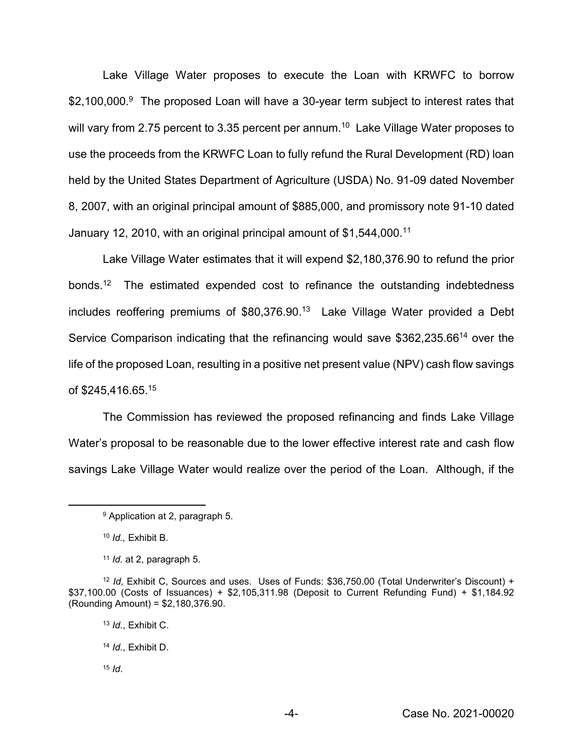Lake Village Water proposes to execute the Loan with KRWFC to borrow $2,100,000.[9] The proposed Loan will have a 30-year term subject to interest rates that will vary from 2.75 percent to 3.35 percent per annum.[10] Lake Village Water proposes to use the proceeds from the KRWFC Loan to fully refund the Rural Development (RD) loan held by the United States Department of Agriculture (USDA) No. 91-09 dated November 8, 2007, with an original principal amount of $885,000, and promissory note 91-10 dated January 12, 2010, with an original principal amount of $1,544,000.[11]

Lake Village Water estimates that it will expend $2,180,376.90 to refund the prior bonds.[12] The estimated expended cost to refinance the outstanding indebtedness includes reoffering premiums of $80,376.90.[13] Lake Village Water provided a Debt Service Comparison indicating that the refinancing would save $362,235.66[14] over the life of the proposed Loan, resulting in a positive net present value (NPV) cash flow savings of $245,416.65.[15]

The Commission has reviewed the proposed refinancing and finds Lake Village Water's proposal to be reasonable due to the lower effective interest rate and cash flow savings Lake Village Water would realize over the period of the Loan. Although, if the

---

[9] Application at 2, paragraph 5.

[10] *Id.,* Exhibit B.

[11] *Id.* at 2, paragraph 5.

[12] *Id*, Exhibit C, Sources and uses. Uses of Funds: $36,750.00 (Total Underwriter's Discount) + $37,100.00 (Costs of Issuances) + $2,105,311.98 (Deposit to Current Refunding Fund) + $1,184.92 (Rounding Amount) = $2,180,376.90.

[13] *Id.*, Exhibit C.

[14] *Id.*, Exhibit D.

[15] *Id*.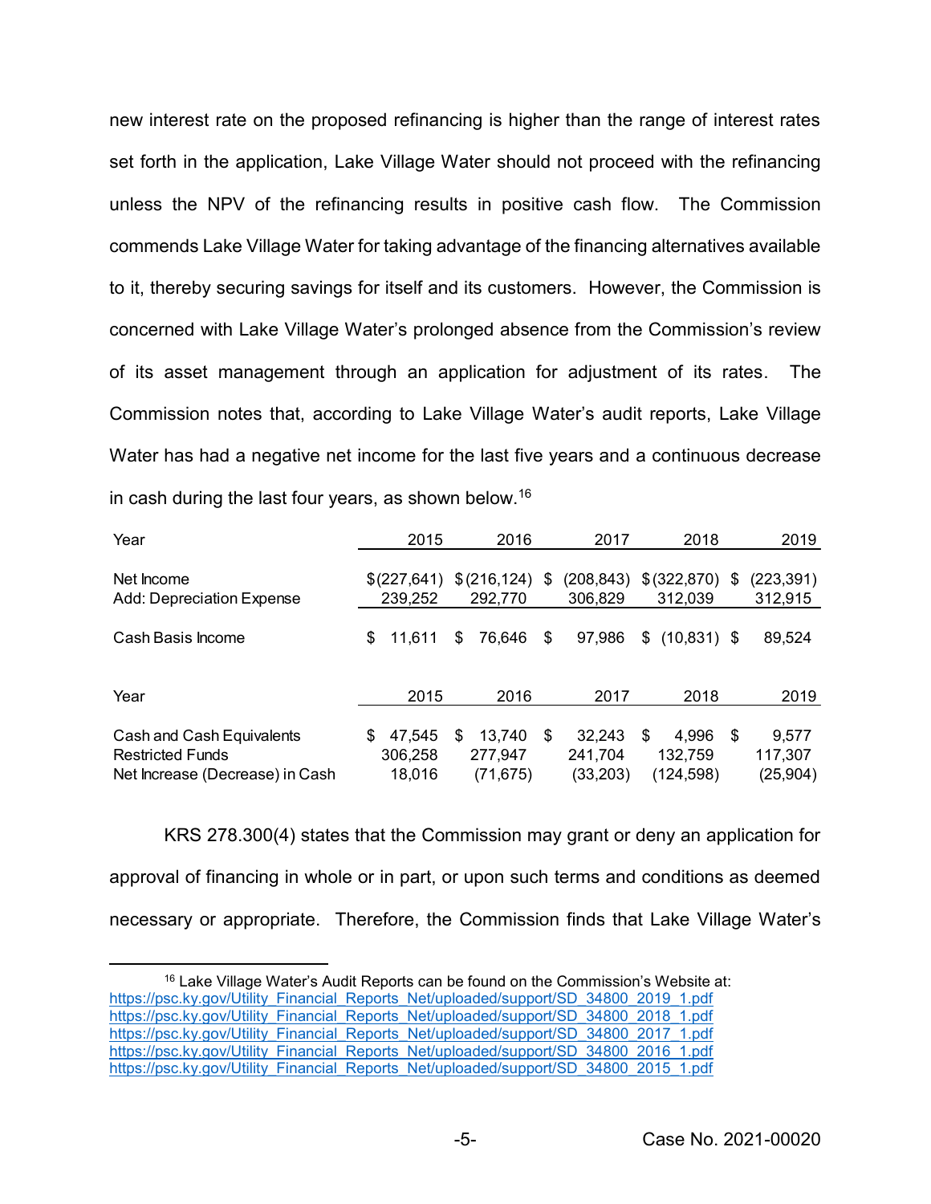new interest rate on the proposed refinancing is higher than the range of interest rates set forth in the application, Lake Village Water should not proceed with the refinancing unless the NPV of the refinancing results in positive cash flow. The Commission commends Lake Village Water for taking advantage of the financing alternatives available to it, thereby securing savings for itself and its customers. However, the Commission is concerned with Lake Village Water's prolonged absence from the Commission's review of its asset management through an application for adjustment of its rates. The Commission notes that, according to Lake Village Water's audit reports, Lake Village Water has had a negative net income for the last five years and a continuous decrease in cash during the last four years, as shown below.[16]

| Year | 2015 | 2016 | 2017 | 2018 | 2019 |
|---|---|---|---|---|---|
| Net Income | $(227,641) | $(216,124) | $ (208,843) | $(322,870) | $ (223,391) |
| Add: Depreciation Expense | 239,252 | 292,770 | 306,829 | 312,039 | 312,915 |
| Cash Basis Income | $ 11,611 | $ 76,646 | $ 97,986 | $ (10,831) | $ 89,524 |

| Year | 2015 | 2016 | 2017 | 2018 | 2019 |
|---|---|---|---|---|---|
| Cash and Cash Equivalents | $ 47,545 | $ 13,740 | $ 32,243 | $ 4,996 | $ 9,577 |
| Restricted Funds | 306,258 | 277,947 | 241,704 | 132,759 | 117,307 |
| Net Increase (Decrease) in Cash | 18,016 | (71,675) | (33,203) | (124,598) | (25,904) |

KRS 278.300(4) states that the Commission may grant or deny an application for approval of financing in whole or in part, or upon such terms and conditions as deemed necessary or appropriate. Therefore, the Commission finds that Lake Village Water's

[16] Lake Village Water's Audit Reports can be found on the Commission's Website at:
https://psc.ky.gov/Utility_Financial_Reports_Net/uploaded/support/SD_34800_2019_1.pdf
https://psc.ky.gov/Utility_Financial_Reports_Net/uploaded/support/SD_34800_2018_1.pdf
https://psc.ky.gov/Utility_Financial_Reports_Net/uploaded/support/SD_34800_2017_1.pdf
https://psc.ky.gov/Utility_Financial_Reports_Net/uploaded/support/SD_34800_2016_1.pdf
https://psc.ky.gov/Utility_Financial_Reports_Net/uploaded/support/SD_34800_2015_1.pdf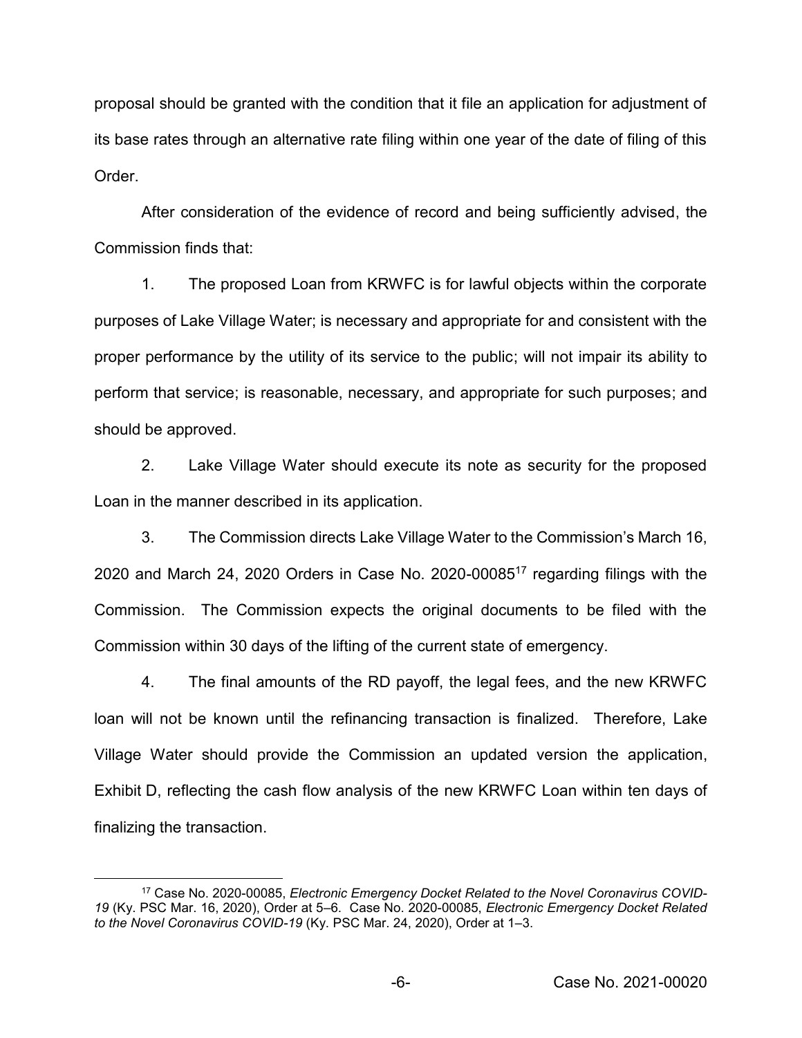proposal should be granted with the condition that it file an application for adjustment of its base rates through an alternative rate filing within one year of the date of filing of this Order.

After consideration of the evidence of record and being sufficiently advised, the Commission finds that:

1. The proposed Loan from KRWFC is for lawful objects within the corporate purposes of Lake Village Water; is necessary and appropriate for and consistent with the proper performance by the utility of its service to the public; will not impair its ability to perform that service; is reasonable, necessary, and appropriate for such purposes; and should be approved.

2. Lake Village Water should execute its note as security for the proposed Loan in the manner described in its application.

3. The Commission directs Lake Village Water to the Commission's March 16, 2020 and March 24, 2020 Orders in Case No. 2020-00085[17] regarding filings with the Commission. The Commission expects the original documents to be filed with the Commission within 30 days of the lifting of the current state of emergency.

4. The final amounts of the RD payoff, the legal fees, and the new KRWFC loan will not be known until the refinancing transaction is finalized. Therefore, Lake Village Water should provide the Commission an updated version the application, Exhibit D, reflecting the cash flow analysis of the new KRWFC Loan within ten days of finalizing the transaction.

---

[17] Case No. 2020-00085, *Electronic Emergency Docket Related to the Novel Coronavirus COVID-19* (Ky. PSC Mar. 16, 2020), Order at 5–6. Case No. 2020-00085, *Electronic Emergency Docket Related to the Novel Coronavirus COVID-19* (Ky. PSC Mar. 24, 2020), Order at 1–3.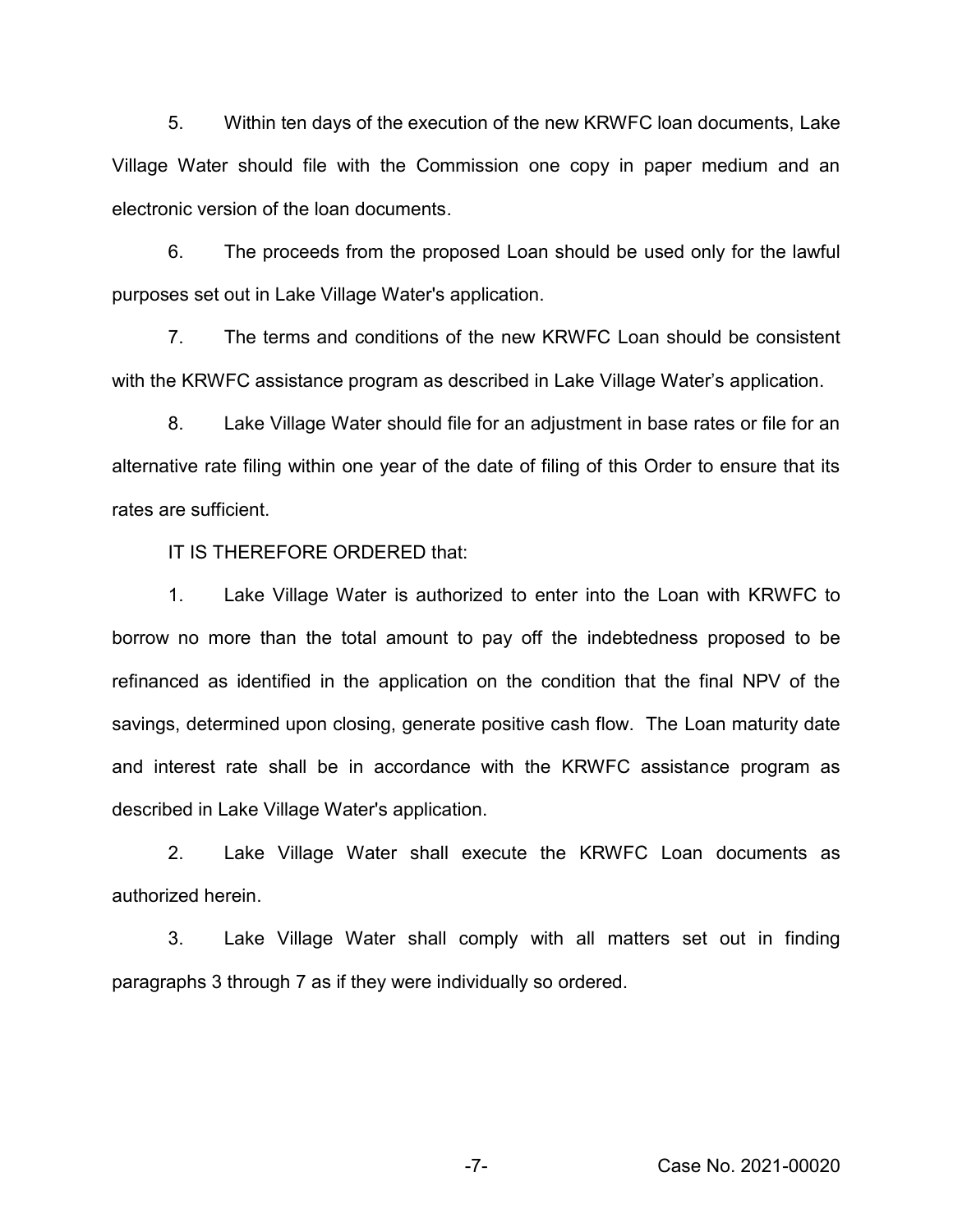5. Within ten days of the execution of the new KRWFC loan documents, Lake Village Water should file with the Commission one copy in paper medium and an electronic version of the loan documents.

6. The proceeds from the proposed Loan should be used only for the lawful purposes set out in Lake Village Water's application.

7. The terms and conditions of the new KRWFC Loan should be consistent with the KRWFC assistance program as described in Lake Village Water's application.

8. Lake Village Water should file for an adjustment in base rates or file for an alternative rate filing within one year of the date of filing of this Order to ensure that its rates are sufficient.

IT IS THEREFORE ORDERED that:

1. Lake Village Water is authorized to enter into the Loan with KRWFC to borrow no more than the total amount to pay off the indebtedness proposed to be refinanced as identified in the application on the condition that the final NPV of the savings, determined upon closing, generate positive cash flow. The Loan maturity date and interest rate shall be in accordance with the KRWFC assistance program as described in Lake Village Water's application.

2. Lake Village Water shall execute the KRWFC Loan documents as authorized herein.

3. Lake Village Water shall comply with all matters set out in finding paragraphs 3 through 7 as if they were individually so ordered.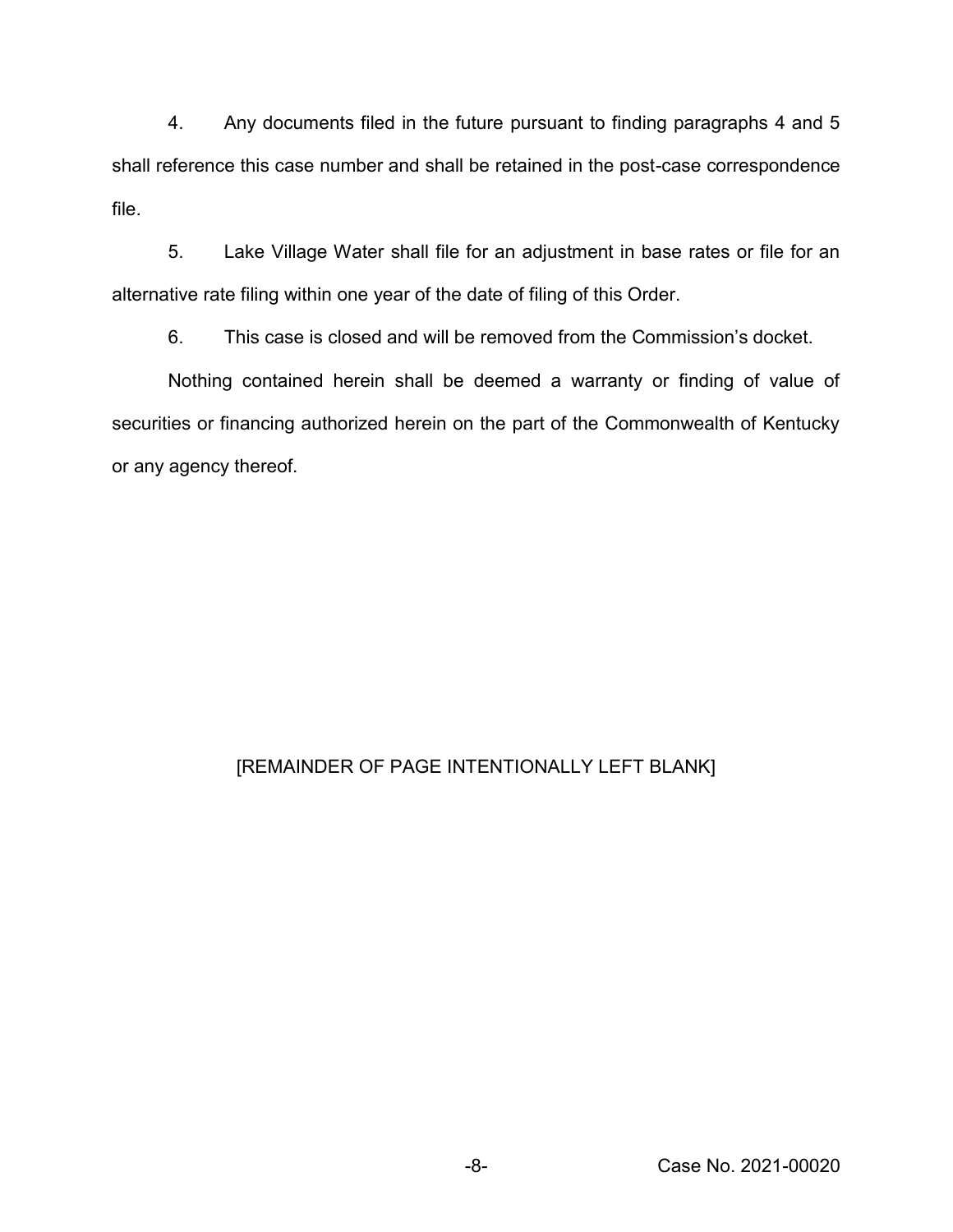4. Any documents filed in the future pursuant to finding paragraphs 4 and 5 shall reference this case number and shall be retained in the post-case correspondence file.

5. Lake Village Water shall file for an adjustment in base rates or file for an alternative rate filing within one year of the date of filing of this Order.

6. This case is closed and will be removed from the Commission's docket.

Nothing contained herein shall be deemed a warranty or finding of value of securities or financing authorized herein on the part of the Commonwealth of Kentucky or any agency thereof.

[REMAINDER OF PAGE INTENTIONALLY LEFT BLANK]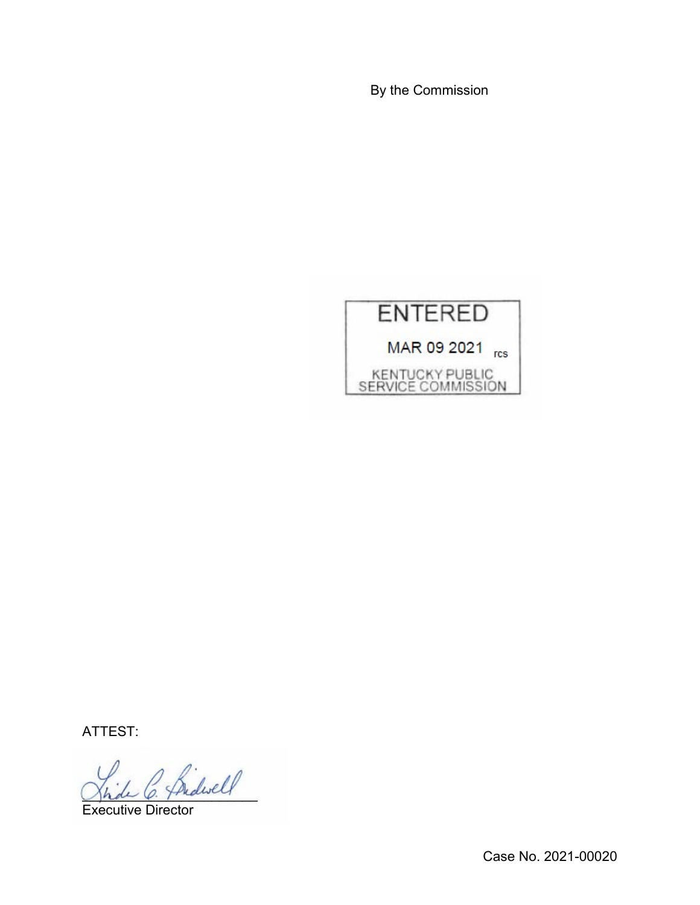By the Commission

ENTERED

MAR 09 2021 rcs

KENTUCKY PUBLIC SERVICE COMMISSION

ATTEST:

Executive Director

Case No. 2021-00020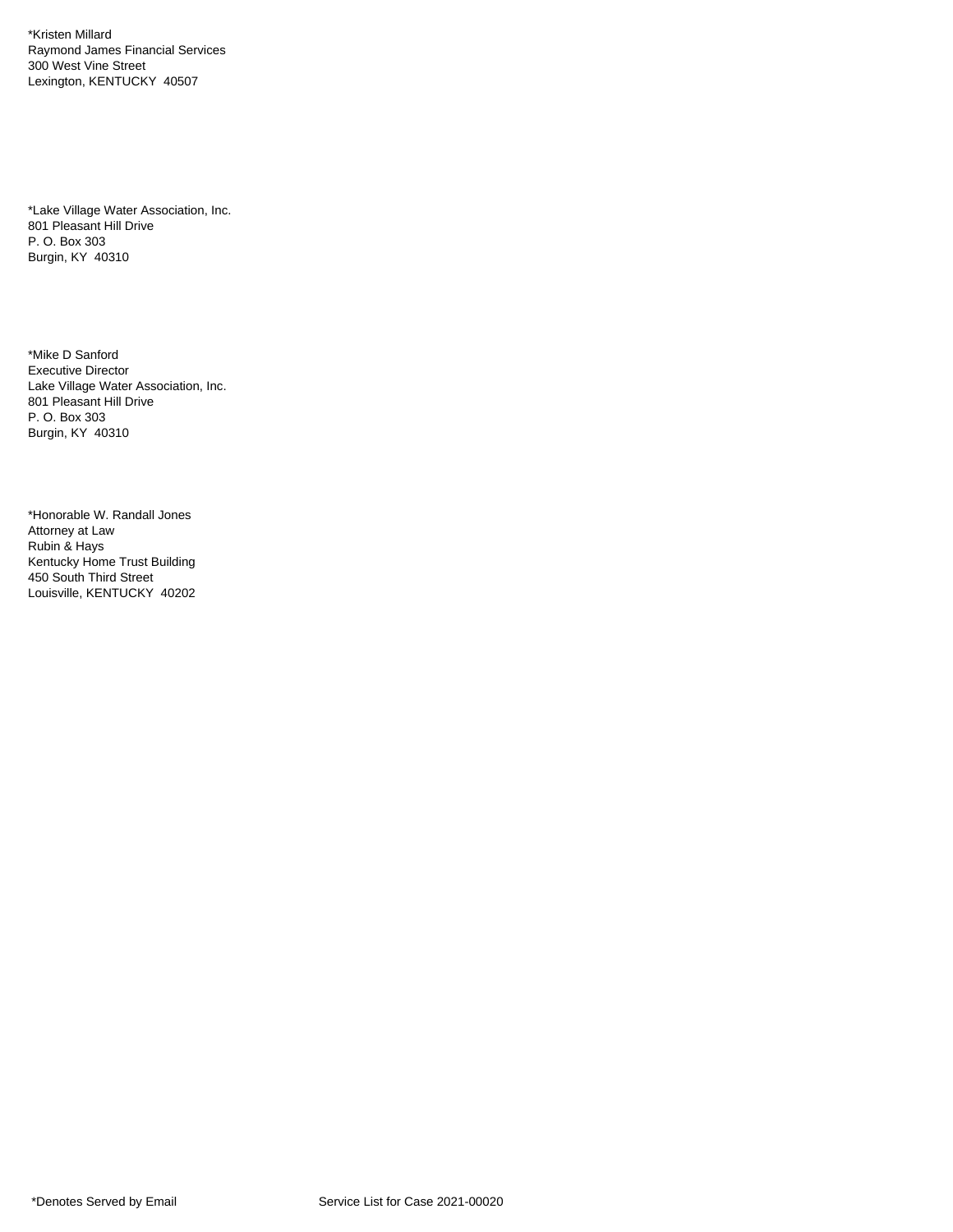*Kristen Millard
Raymond James Financial Services
300 West Vine Street
Lexington, KENTUCKY  40507

*Lake Village Water Association, Inc.
801 Pleasant Hill Drive
P. O. Box 303
Burgin, KY  40310

*Mike D Sanford
Executive Director
Lake Village Water Association, Inc.
801 Pleasant Hill Drive
P. O. Box 303
Burgin, KY  40310

*Honorable W. Randall Jones
Attorney at Law
Rubin & Hays
Kentucky Home Trust Building
450 South Third Street
Louisville, KENTUCKY  40202

*Denotes Served by Email

Service List for Case 2021-00020